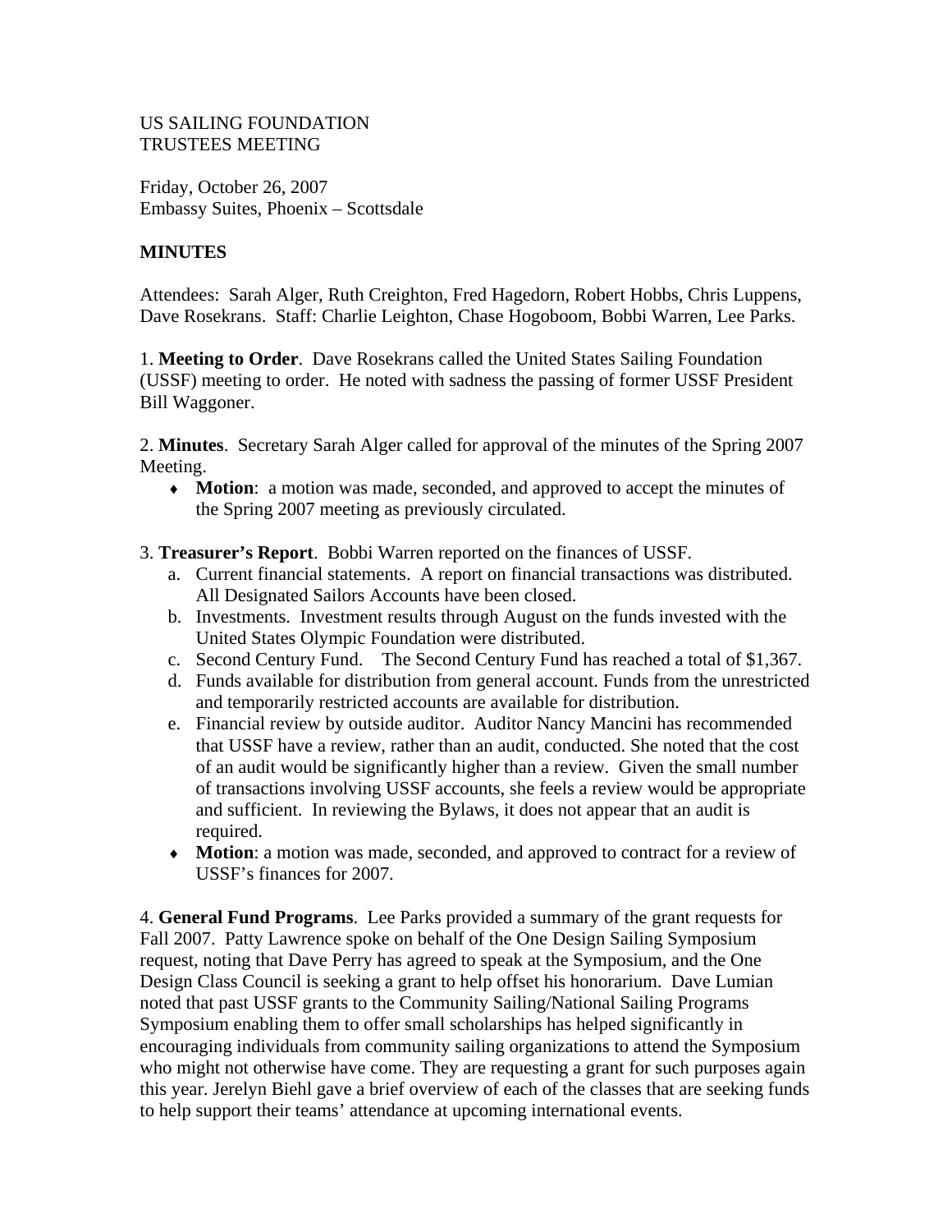US SAILING FOUNDATION
TRUSTEES MEETING

Friday, October 26, 2007
Embassy Suites, Phoenix – Scottsdale

**MINUTES**

Attendees: Sarah Alger, Ruth Creighton, Fred Hagedorn, Robert Hobbs, Chris Luppens, Dave Rosekrans. Staff: Charlie Leighton, Chase Hogoboom, Bobbi Warren, Lee Parks.

1. **Meeting to Order**. Dave Rosekrans called the United States Sailing Foundation (USSF) meeting to order. He noted with sadness the passing of former USSF President Bill Waggoner.

2. **Minutes**. Secretary Sarah Alger called for approval of the minutes of the Spring 2007 Meeting.

- **Motion**: a motion was made, seconded, and approved to accept the minutes of the Spring 2007 meeting as previously circulated.

3. **Treasurer's Report**. Bobbi Warren reported on the finances of USSF.

a. Current financial statements. A report on financial transactions was distributed. All Designated Sailors Accounts have been closed.

b. Investments. Investment results through August on the funds invested with the United States Olympic Foundation were distributed.

c. Second Century Fund. The Second Century Fund has reached a total of $1,367.

d. Funds available for distribution from general account. Funds from the unrestricted and temporarily restricted accounts are available for distribution.

e. Financial review by outside auditor. Auditor Nancy Mancini has recommended that USSF have a review, rather than an audit, conducted. She noted that the cost of an audit would be significantly higher than a review. Given the small number of transactions involving USSF accounts, she feels a review would be appropriate and sufficient. In reviewing the Bylaws, it does not appear that an audit is required.

- **Motion**: a motion was made, seconded, and approved to contract for a review of USSF's finances for 2007.

4. **General Fund Programs**. Lee Parks provided a summary of the grant requests for Fall 2007. Patty Lawrence spoke on behalf of the One Design Sailing Symposium request, noting that Dave Perry has agreed to speak at the Symposium, and the One Design Class Council is seeking a grant to help offset his honorarium. Dave Lumian noted that past USSF grants to the Community Sailing/National Sailing Programs Symposium enabling them to offer small scholarships has helped significantly in encouraging individuals from community sailing organizations to attend the Symposium who might not otherwise have come. They are requesting a grant for such purposes again this year. Jerelyn Biehl gave a brief overview of each of the classes that are seeking funds to help support their teams' attendance at upcoming international events.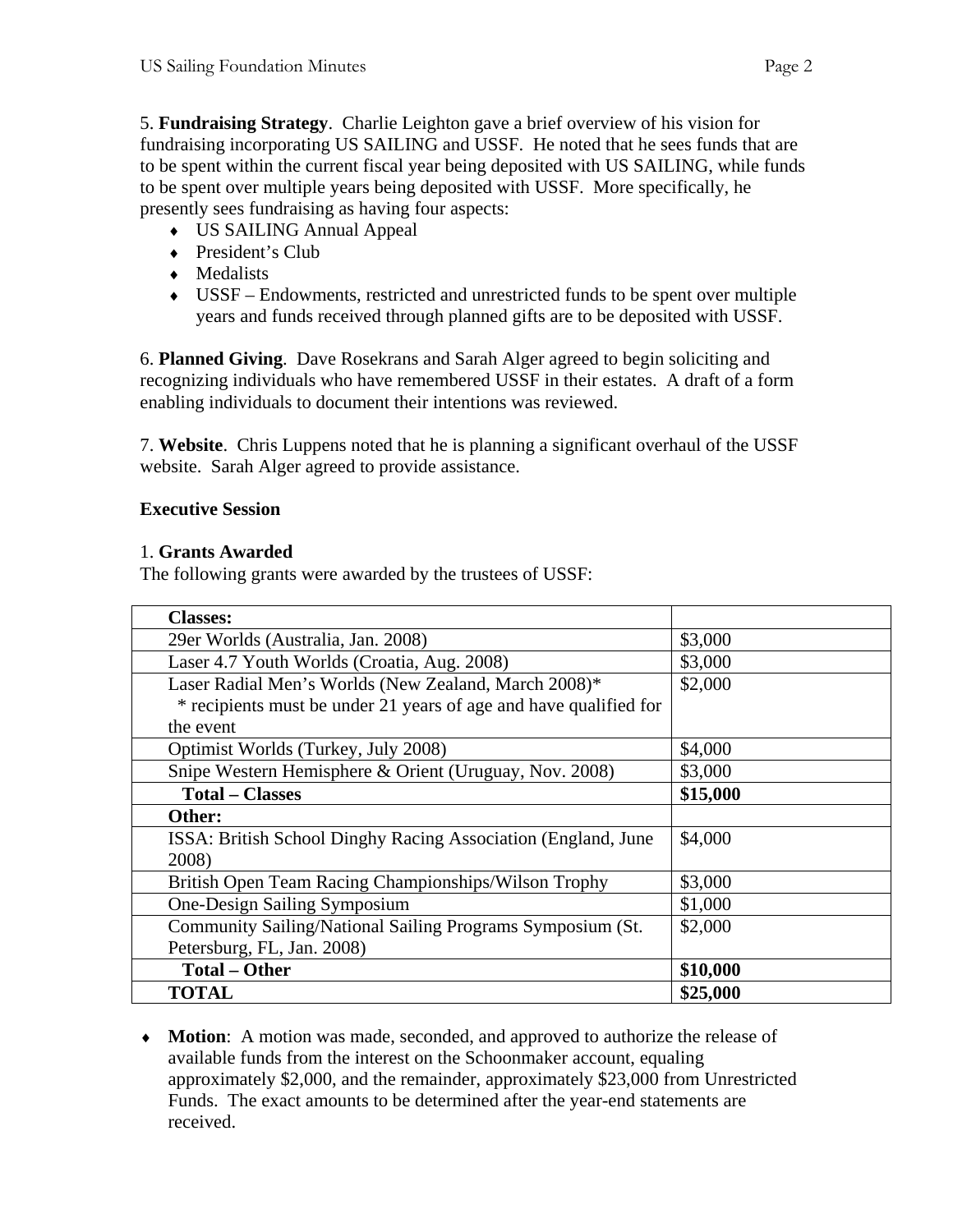5. **Fundraising Strategy**. Charlie Leighton gave a brief overview of his vision for fundraising incorporating US SAILING and USSF. He noted that he sees funds that are to be spent within the current fiscal year being deposited with US SAILING, while funds to be spent over multiple years being deposited with USSF. More specifically, he presently sees fundraising as having four aspects:

- US SAILING Annual Appeal
- President's Club
- Medalists
- USSF – Endowments, restricted and unrestricted funds to be spent over multiple years and funds received through planned gifts are to be deposited with USSF.

6. **Planned Giving**. Dave Rosekrans and Sarah Alger agreed to begin soliciting and recognizing individuals who have remembered USSF in their estates. A draft of a form enabling individuals to document their intentions was reviewed.

7. **Website**. Chris Luppens noted that he is planning a significant overhaul of the USSF website. Sarah Alger agreed to provide assistance.

**Executive Session**

1. **Grants Awarded**

The following grants were awarded by the trustees of USSF:

| | |
|---|---|
| **Classes:** | |
| 29er Worlds (Australia, Jan. 2008) | $3,000 |
| Laser 4.7 Youth Worlds (Croatia, Aug. 2008) | $3,000 |
| Laser Radial Men's Worlds (New Zealand, March 2008)* <br> * recipients must be under 21 years of age and have qualified for the event | $2,000 |
| Optimist Worlds (Turkey, July 2008) | $4,000 |
| Snipe Western Hemisphere & Orient (Uruguay, Nov. 2008) | $3,000 |
| **Total – Classes** | **$15,000** |
| **Other:** | |
| ISSA: British School Dinghy Racing Association (England, June 2008) | $4,000 |
| British Open Team Racing Championships/Wilson Trophy | $3,000 |
| One-Design Sailing Symposium | $1,000 |
| Community Sailing/National Sailing Programs Symposium (St. Petersburg, FL, Jan. 2008) | $2,000 |
| **Total – Other** | **$10,000** |
| **TOTAL** | **$25,000** |

- **Motion**: A motion was made, seconded, and approved to authorize the release of available funds from the interest on the Schoonmaker account, equaling approximately $2,000, and the remainder, approximately $23,000 from Unrestricted Funds. The exact amounts to be determined after the year-end statements are received.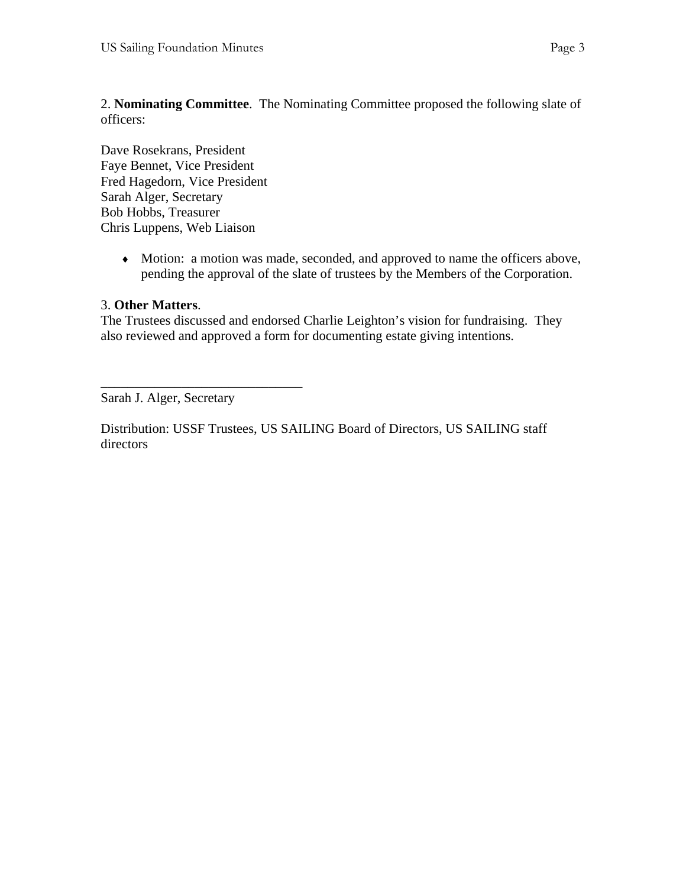2. **Nominating Committee**. The Nominating Committee proposed the following slate of officers:

Dave Rosekrans, President
Faye Bennet, Vice President
Fred Hagedorn, Vice President
Sarah Alger, Secretary
Bob Hobbs, Treasurer
Chris Luppens, Web Liaison

- Motion: a motion was made, seconded, and approved to name the officers above, pending the approval of the slate of trustees by the Members of the Corporation.

3. **Other Matters**.
The Trustees discussed and endorsed Charlie Leighton's vision for fundraising. They also reviewed and approved a form for documenting estate giving intentions.

______________________________
Sarah J. Alger, Secretary

Distribution: USSF Trustees, US SAILING Board of Directors, US SAILING staff directors